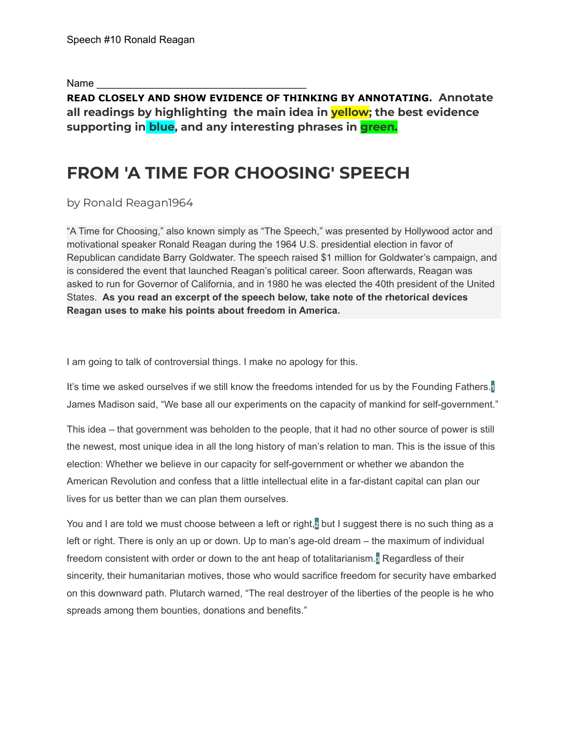Speech #10 Ronald Reagan

Name ___________________________________

**READ CLOSELY AND SHOW EVIDENCE OF THINKING BY ANNOTATING. Annotate all readings by highlighting the main idea in yellow; the best evidence supporting in blue, and any interesting phrases in green.**

# FROM 'A TIME FOR CHOOSING' SPEECH

by Ronald Reagan1964

"A Time for Choosing," also known simply as "The Speech," was presented by Hollywood actor and motivational speaker Ronald Reagan during the 1964 U.S. presidential election in favor of Republican candidate Barry Goldwater. The speech raised $1 million for Goldwater's campaign, and is considered the event that launched Reagan's political career. Soon afterwards, Reagan was asked to run for Governor of California, and in 1980 he was elected the 40th president of the United States. **As you read an excerpt of the speech below, take note of the rhetorical devices Reagan uses to make his points about freedom in America.**

I am going to talk of controversial things. I make no apology for this.

It's time we asked ourselves if we still know the freedoms intended for us by the Founding Fathers.[1] James Madison said, "We base all our experiments on the capacity of mankind for self-government."

This idea – that government was beholden to the people, that it had no other source of power is still the newest, most unique idea in all the long history of man's relation to man. This is the issue of this election: Whether we believe in our capacity for self-government or whether we abandon the American Revolution and confess that a little intellectual elite in a far-distant capital can plan our lives for us better than we can plan them ourselves.

You and I are told we must choose between a left or right,[2] but I suggest there is no such thing as a left or right. There is only an up or down. Up to man's age-old dream – the maximum of individual freedom consistent with order or down to the ant heap of totalitarianism.[3] Regardless of their sincerity, their humanitarian motives, those who would sacrifice freedom for security have embarked on this downward path. Plutarch warned, "The real destroyer of the liberties of the people is he who spreads among them bounties, donations and benefits."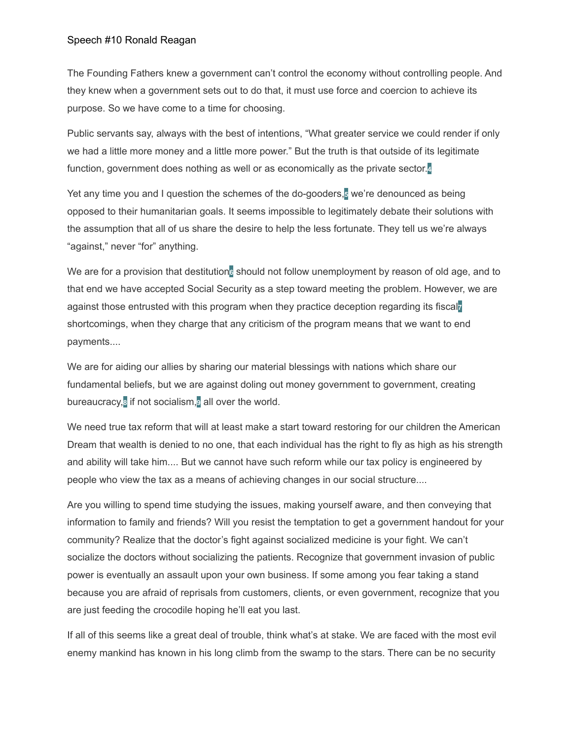Speech #10 Ronald Reagan

The Founding Fathers knew a government can't control the economy without controlling people. And they knew when a government sets out to do that, it must use force and coercion to achieve its purpose. So we have come to a time for choosing.

Public servants say, always with the best of intentions, "What greater service we could render if only we had a little more money and a little more power." But the truth is that outside of its legitimate function, government does nothing as well or as economically as the private sector.[4]

Yet any time you and I question the schemes of the do-gooders,[5] we're denounced as being opposed to their humanitarian goals. It seems impossible to legitimately debate their solutions with the assumption that all of us share the desire to help the less fortunate. They tell us we're always "against," never "for" anything.

We are for a provision that destitution[6] should not follow unemployment by reason of old age, and to that end we have accepted Social Security as a step toward meeting the problem. However, we are against those entrusted with this program when they practice deception regarding its fiscal[7] shortcomings, when they charge that any criticism of the program means that we want to end payments....

We are for aiding our allies by sharing our material blessings with nations which share our fundamental beliefs, but we are against doling out money government to government, creating bureaucracy,[8] if not socialism,[9] all over the world.

We need true tax reform that will at least make a start toward restoring for our children the American Dream that wealth is denied to no one, that each individual has the right to fly as high as his strength and ability will take him.... But we cannot have such reform while our tax policy is engineered by people who view the tax as a means of achieving changes in our social structure....

Are you willing to spend time studying the issues, making yourself aware, and then conveying that information to family and friends? Will you resist the temptation to get a government handout for your community? Realize that the doctor's fight against socialized medicine is your fight. We can't socialize the doctors without socializing the patients. Recognize that government invasion of public power is eventually an assault upon your own business. If some among you fear taking a stand because you are afraid of reprisals from customers, clients, or even government, recognize that you are just feeding the crocodile hoping he'll eat you last.

If all of this seems like a great deal of trouble, think what's at stake. We are faced with the most evil enemy mankind has known in his long climb from the swamp to the stars. There can be no security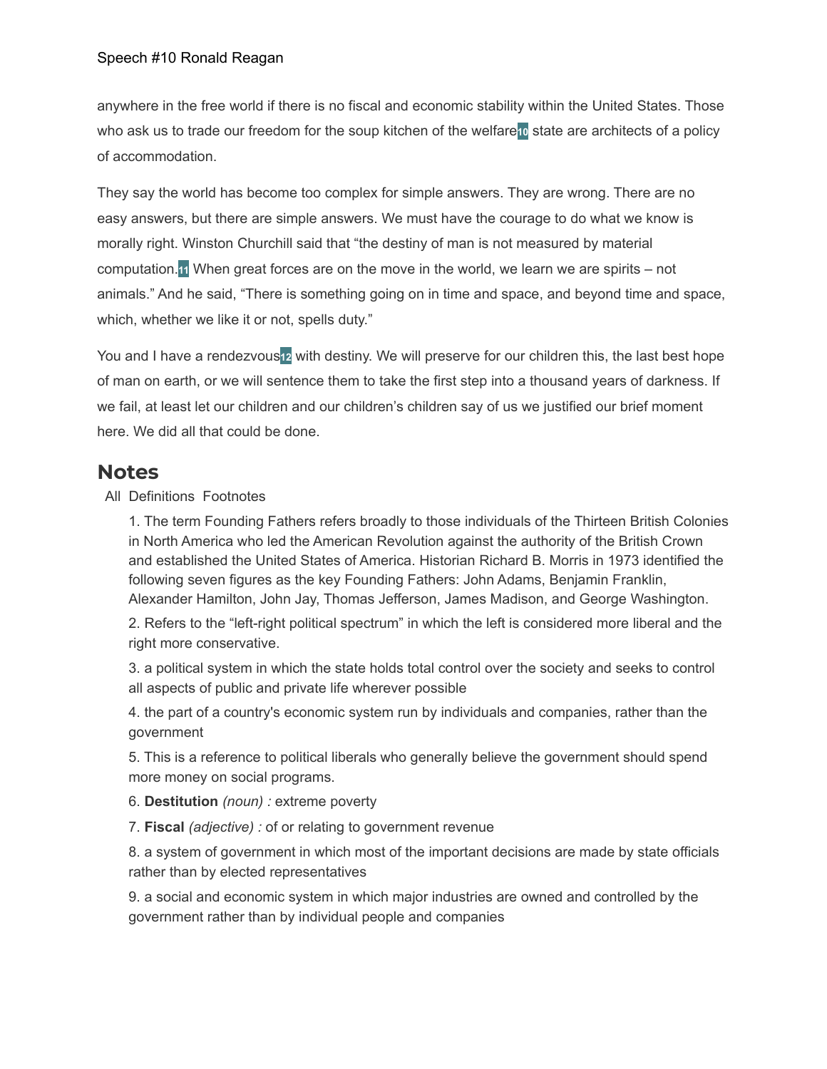anywhere in the free world if there is no fiscal and economic stability within the United States. Those who ask us to trade our freedom for the soup kitchen of the welfare[10] state are architects of a policy of accommodation.

They say the world has become too complex for simple answers. They are wrong. There are no easy answers, but there are simple answers. We must have the courage to do what we know is morally right. Winston Churchill said that "the destiny of man is not measured by material computation.[11] When great forces are on the move in the world, we learn we are spirits – not animals." And he said, "There is something going on in time and space, and beyond time and space, which, whether we like it or not, spells duty."

You and I have a rendezvous[12] with destiny. We will preserve for our children this, the last best hope of man on earth, or we will sentence them to take the first step into a thousand years of darkness. If we fail, at least let our children and our children's children say of us we justified our brief moment here. We did all that could be done.

## Notes

All Definitions Footnotes

1. The term Founding Fathers refers broadly to those individuals of the Thirteen British Colonies in North America who led the American Revolution against the authority of the British Crown and established the United States of America. Historian Richard B. Morris in 1973 identified the following seven figures as the key Founding Fathers: John Adams, Benjamin Franklin, Alexander Hamilton, John Jay, Thomas Jefferson, James Madison, and George Washington.
2. Refers to the "left-right political spectrum" in which the left is considered more liberal and the right more conservative.
3. a political system in which the state holds total control over the society and seeks to control all aspects of public and private life wherever possible
4. the part of a country's economic system run by individuals and companies, rather than the government
5. This is a reference to political liberals who generally believe the government should spend more money on social programs.
6. **Destitution** *(noun) :* extreme poverty
7. **Fiscal** *(adjective) :* of or relating to government revenue
8. a system of government in which most of the important decisions are made by state officials rather than by elected representatives
9. a social and economic system in which major industries are owned and controlled by the government rather than by individual people and companies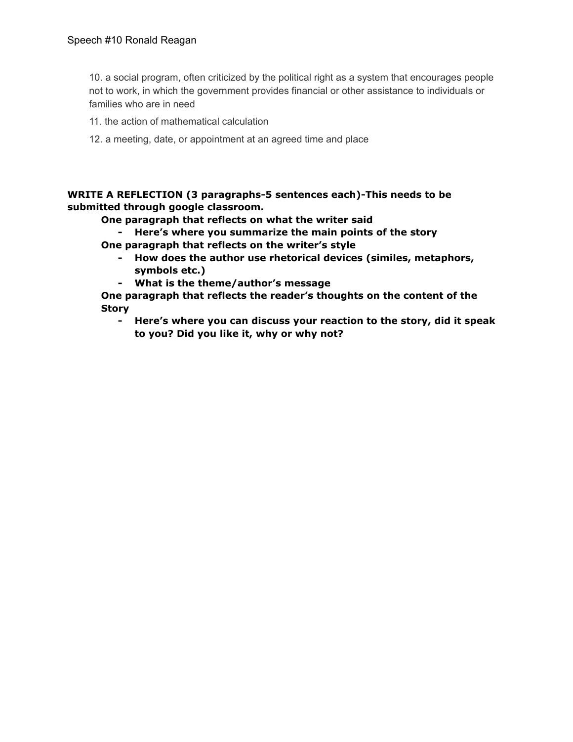10. a social program, often criticized by the political right as a system that encourages people not to work, in which the government provides financial or other assistance to individuals or families who are in need

11. the action of mathematical calculation

12. a meeting, date, or appointment at an agreed time and place

**WRITE A REFLECTION (3 paragraphs-5 sentences each)-This needs to be submitted through google classroom.**

**One paragraph that reflects on what the writer said**

- **Here's where you summarize the main points of the story**

**One paragraph that reflects on the writer's style**

- **How does the author use rhetorical devices (similes, metaphors, symbols etc.)**
- **What is the theme/author's message**

**One paragraph that reflects the reader's thoughts on the content of the Story**

- **Here's where you can discuss your reaction to the story, did it speak to you? Did you like it, why or why not?**